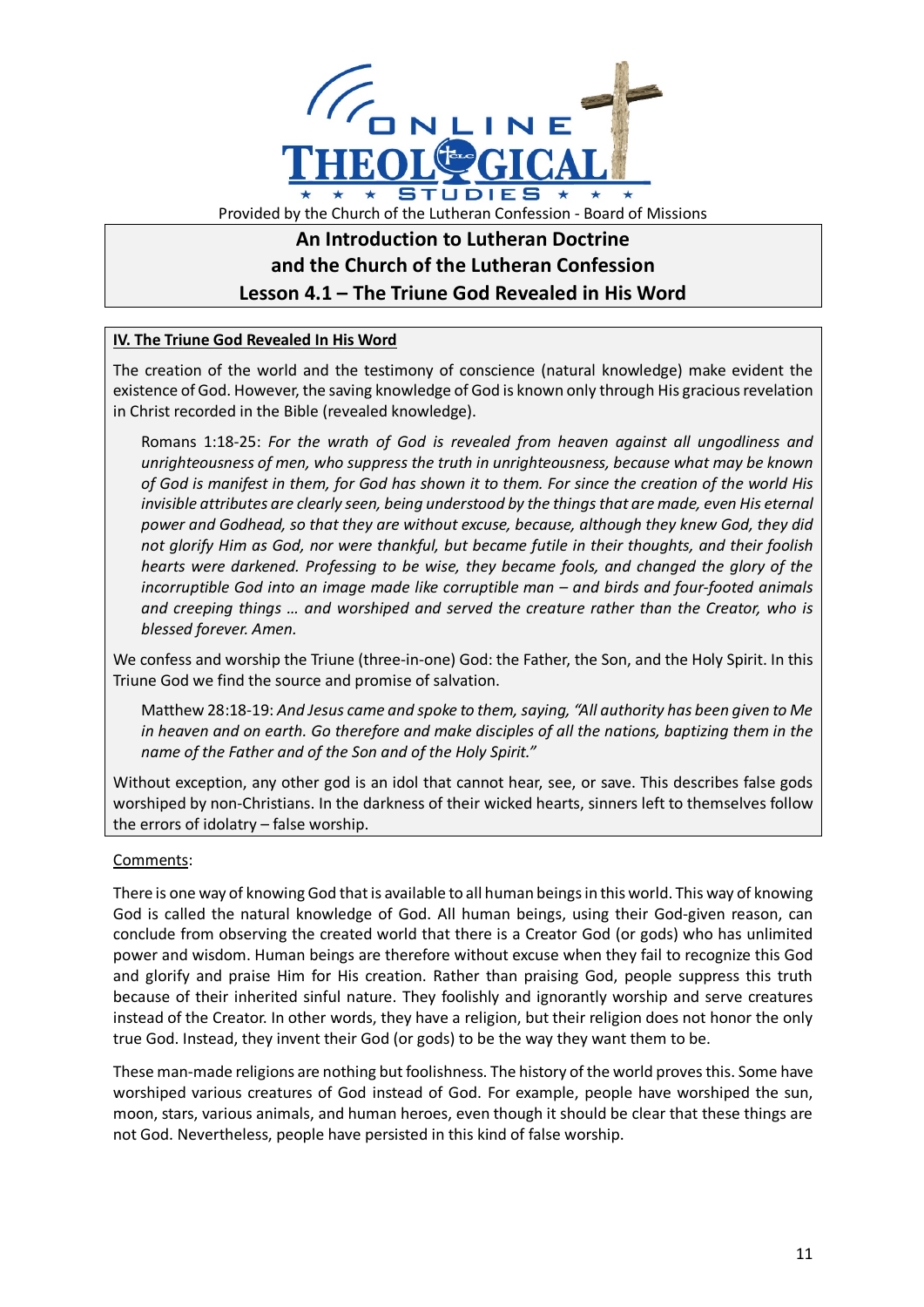Provided by the Church of the Lutheran Confession - Board of Missions

# An Introduction to Lutheran Doctrine and the Church of the Lutheran Confession

## Lesson 4.1 – The Triune God Revealed in His Word

### IV. The Triune God Revealed In His Word

The creation of the world and the testimony of conscience (natural knowledge) make evident the existence of God. However, the saving knowledge of God is known only through His gracious revelation in Christ recorded in the Bible (revealed knowledge).

> Romans 1:18-25: *For the wrath of God is revealed from heaven against all ungodliness and unrighteousness of men, who suppress the truth in unrighteousness, because what may be known of God is manifest in them, for God has shown it to them. For since the creation of the world His invisible attributes are clearly seen, being understood by the things that are made, even His eternal power and Godhead, so that they are without excuse, because, although they knew God, they did not glorify Him as God, nor were thankful, but became futile in their thoughts, and their foolish hearts were darkened. Professing to be wise, they became fools, and changed the glory of the incorruptible God into an image made like corruptible man – and birds and four-footed animals and creeping things … and worshiped and served the creature rather than the Creator, who is blessed forever. Amen.*

We confess and worship the Triune (three-in-one) God: the Father, the Son, and the Holy Spirit. In this Triune God we find the source and promise of salvation.

> Matthew 28:18-19: *And Jesus came and spoke to them, saying, "All authority has been given to Me in heaven and on earth. Go therefore and make disciples of all the nations, baptizing them in the name of the Father and of the Son and of the Holy Spirit."*

Without exception, any other god is an idol that cannot hear, see, or save. This describes false gods worshiped by non-Christians. In the darkness of their wicked hearts, sinners left to themselves follow the errors of idolatry – false worship.

Comments:

There is one way of knowing God that is available to all human beings in this world. This way of knowing God is called the natural knowledge of God. All human beings, using their God-given reason, can conclude from observing the created world that there is a Creator God (or gods) who has unlimited power and wisdom. Human beings are therefore without excuse when they fail to recognize this God and glorify and praise Him for His creation. Rather than praising God, people suppress this truth because of their inherited sinful nature. They foolishly and ignorantly worship and serve creatures instead of the Creator. In other words, they have a religion, but their religion does not honor the only true God. Instead, they invent their God (or gods) to be the way they want them to be.

These man-made religions are nothing but foolishness. The history of the world proves this. Some have worshiped various creatures of God instead of God. For example, people have worshiped the sun, moon, stars, various animals, and human heroes, even though it should be clear that these things are not God. Nevertheless, people have persisted in this kind of false worship.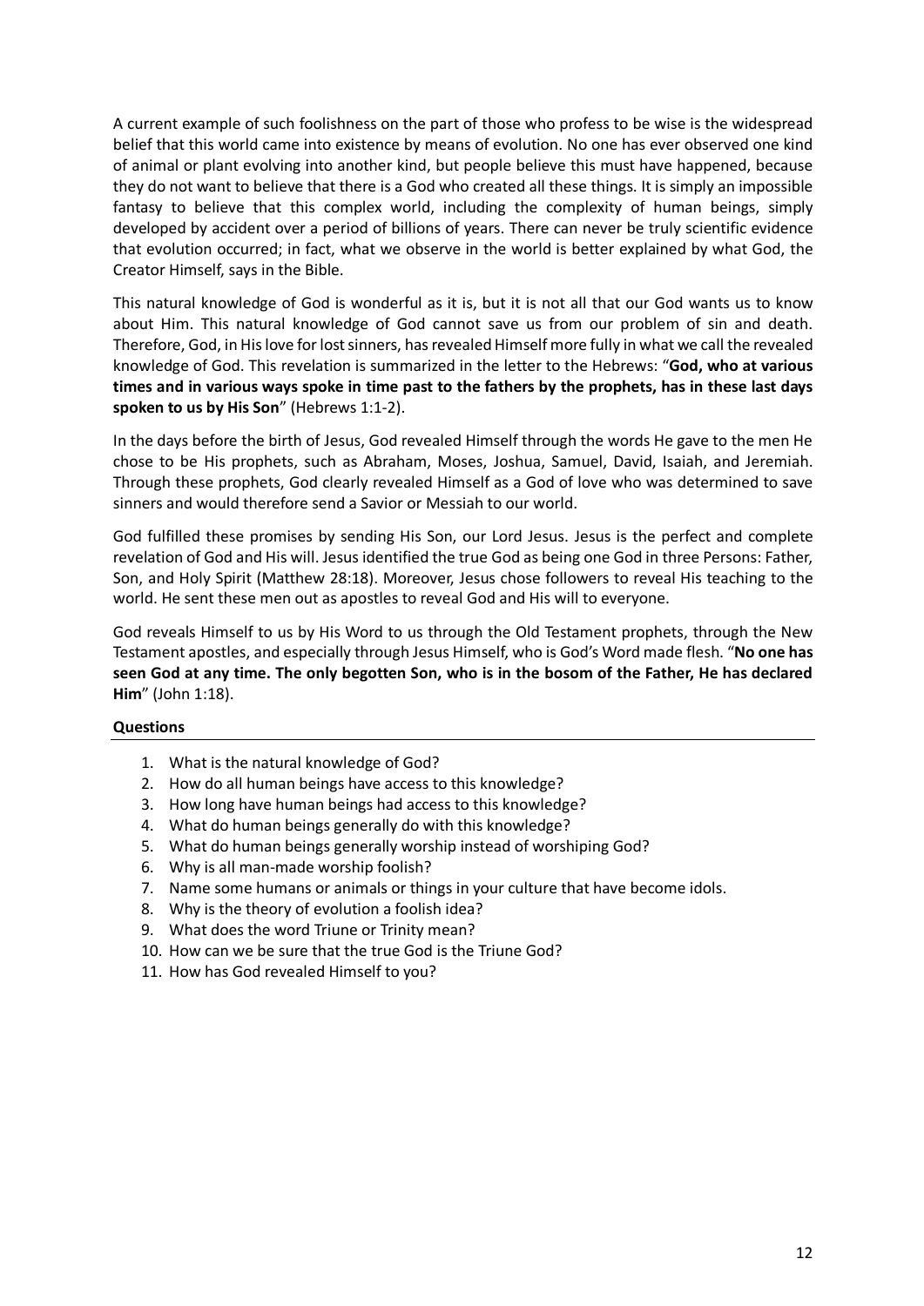A current example of such foolishness on the part of those who profess to be wise is the widespread belief that this world came into existence by means of evolution. No one has ever observed one kind of animal or plant evolving into another kind, but people believe this must have happened, because they do not want to believe that there is a God who created all these things. It is simply an impossible fantasy to believe that this complex world, including the complexity of human beings, simply developed by accident over a period of billions of years. There can never be truly scientific evidence that evolution occurred; in fact, what we observe in the world is better explained by what God, the Creator Himself, says in the Bible.

This natural knowledge of God is wonderful as it is, but it is not all that our God wants us to know about Him. This natural knowledge of God cannot save us from our problem of sin and death. Therefore, God, in His love for lost sinners, has revealed Himself more fully in what we call the revealed knowledge of God. This revelation is summarized in the letter to the Hebrews: "**God, who at various times and in various ways spoke in time past to the fathers by the prophets, has in these last days spoken to us by His Son**" (Hebrews 1:1-2).

In the days before the birth of Jesus, God revealed Himself through the words He gave to the men He chose to be His prophets, such as Abraham, Moses, Joshua, Samuel, David, Isaiah, and Jeremiah. Through these prophets, God clearly revealed Himself as a God of love who was determined to save sinners and would therefore send a Savior or Messiah to our world.

God fulfilled these promises by sending His Son, our Lord Jesus. Jesus is the perfect and complete revelation of God and His will. Jesus identified the true God as being one God in three Persons: Father, Son, and Holy Spirit (Matthew 28:18). Moreover, Jesus chose followers to reveal His teaching to the world. He sent these men out as apostles to reveal God and His will to everyone.

God reveals Himself to us by His Word to us through the Old Testament prophets, through the New Testament apostles, and especially through Jesus Himself, who is God's Word made flesh. "**No one has seen God at any time. The only begotten Son, who is in the bosom of the Father, He has declared Him**" (John 1:18).

**Questions**

1. What is the natural knowledge of God?
2. How do all human beings have access to this knowledge?
3. How long have human beings had access to this knowledge?
4. What do human beings generally do with this knowledge?
5. What do human beings generally worship instead of worshiping God?
6. Why is all man-made worship foolish?
7. Name some humans or animals or things in your culture that have become idols.
8. Why is the theory of evolution a foolish idea?
9. What does the word Triune or Trinity mean?
10. How can we be sure that the true God is the Triune God?
11. How has God revealed Himself to you?